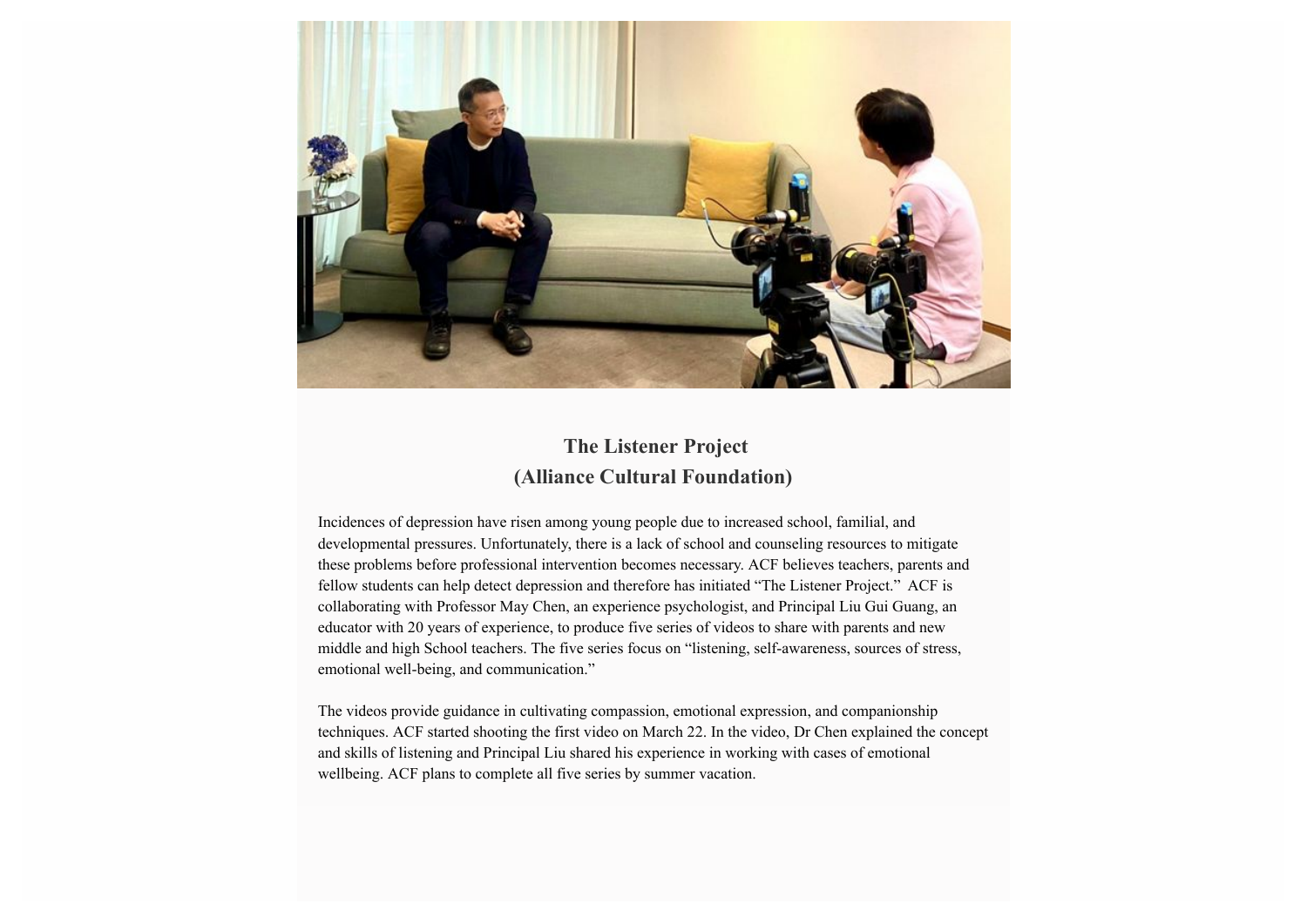# The Listener Project
# (Alliance Cultural Foundation)

Incidences of depression have risen among young people due to increased school, familial, and developmental pressures. Unfortunately, there is a lack of school and counseling resources to mitigate these problems before professional intervention becomes necessary. ACF believes teachers, parents and fellow students can help detect depression and therefore has initiated “The Listener Project.” ACF is collaborating with Professor May Chen, an experience psychologist, and Principal Liu Gui Guang, an educator with 20 years of experience, to produce five series of videos to share with parents and new middle and high School teachers. The five series focus on “listening, self-awareness, sources of stress, emotional well-being, and communication.”

The videos provide guidance in cultivating compassion, emotional expression, and companionship techniques. ACF started shooting the first video on March 22. In the video, Dr Chen explained the concept and skills of listening and Principal Liu shared his experience in working with cases of emotional wellbeing. ACF plans to complete all five series by summer vacation.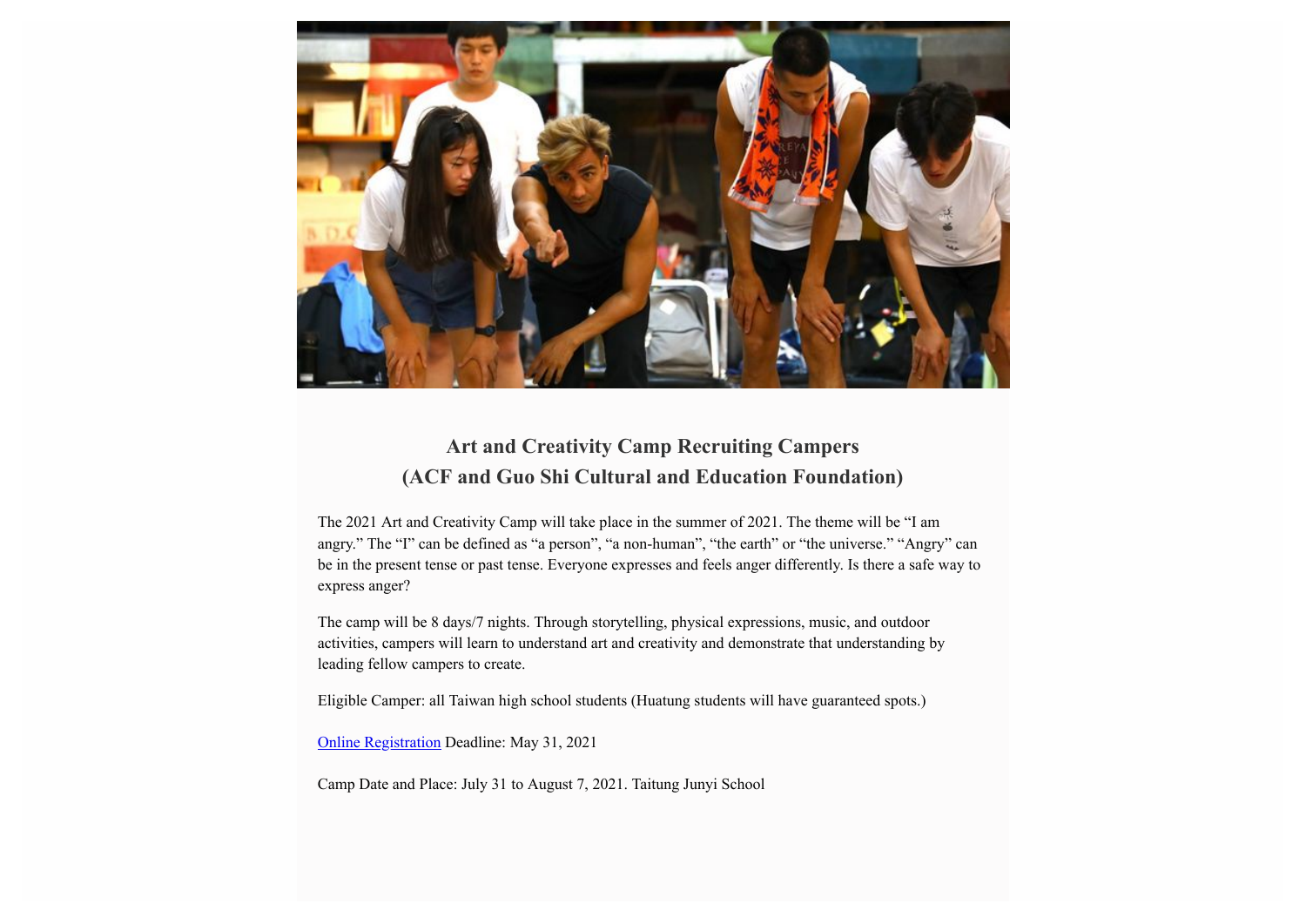## Art and Creativity Camp Recruiting Campers
## (ACF and Guo Shi Cultural and Education Foundation)

The 2021 Art and Creativity Camp will take place in the summer of 2021. The theme will be “I am angry.” The “I” can be defined as “a person”, “a non-human”, “the earth” or “the universe.” “Angry” can be in the present tense or past tense. Everyone expresses and feels anger differently. Is there a safe way to express anger?

The camp will be 8 days/7 nights. Through storytelling, physical expressions, music, and outdoor activities, campers will learn to understand art and creativity and demonstrate that understanding by leading fellow campers to create.

Eligible Camper: all Taiwan high school students (Huatung students will have guaranteed spots.)

Online Registration Deadline: May 31, 2021

Camp Date and Place: July 31 to August 7, 2021. Taitung Junyi School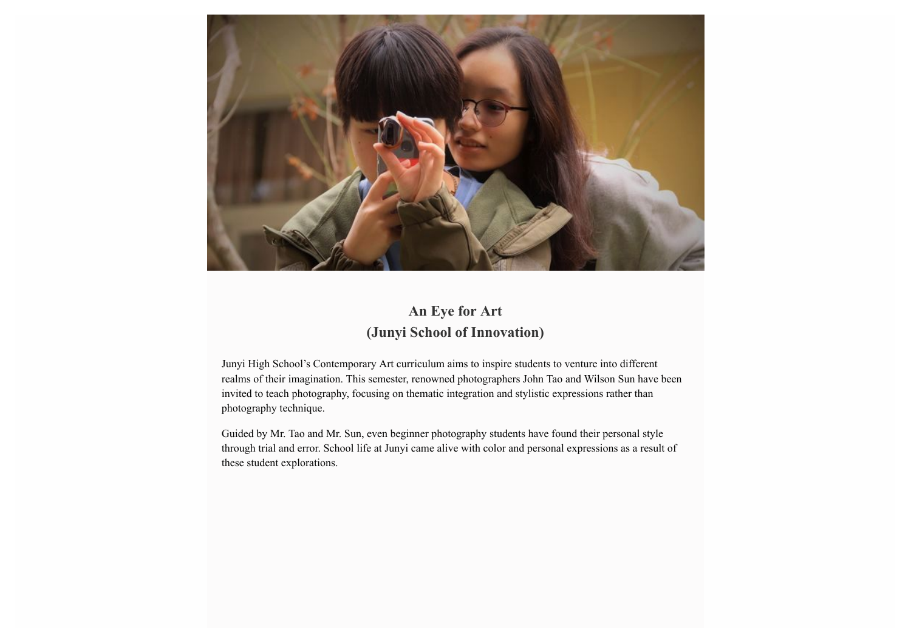## An Eye for Art
## (Junyi School of Innovation)

Junyi High School’s Contemporary Art curriculum aims to inspire students to venture into different realms of their imagination. This semester, renowned photographers John Tao and Wilson Sun have been invited to teach photography, focusing on thematic integration and stylistic expressions rather than photography technique.

Guided by Mr. Tao and Mr. Sun, even beginner photography students have found their personal style through trial and error. School life at Junyi came alive with color and personal expressions as a result of these student explorations.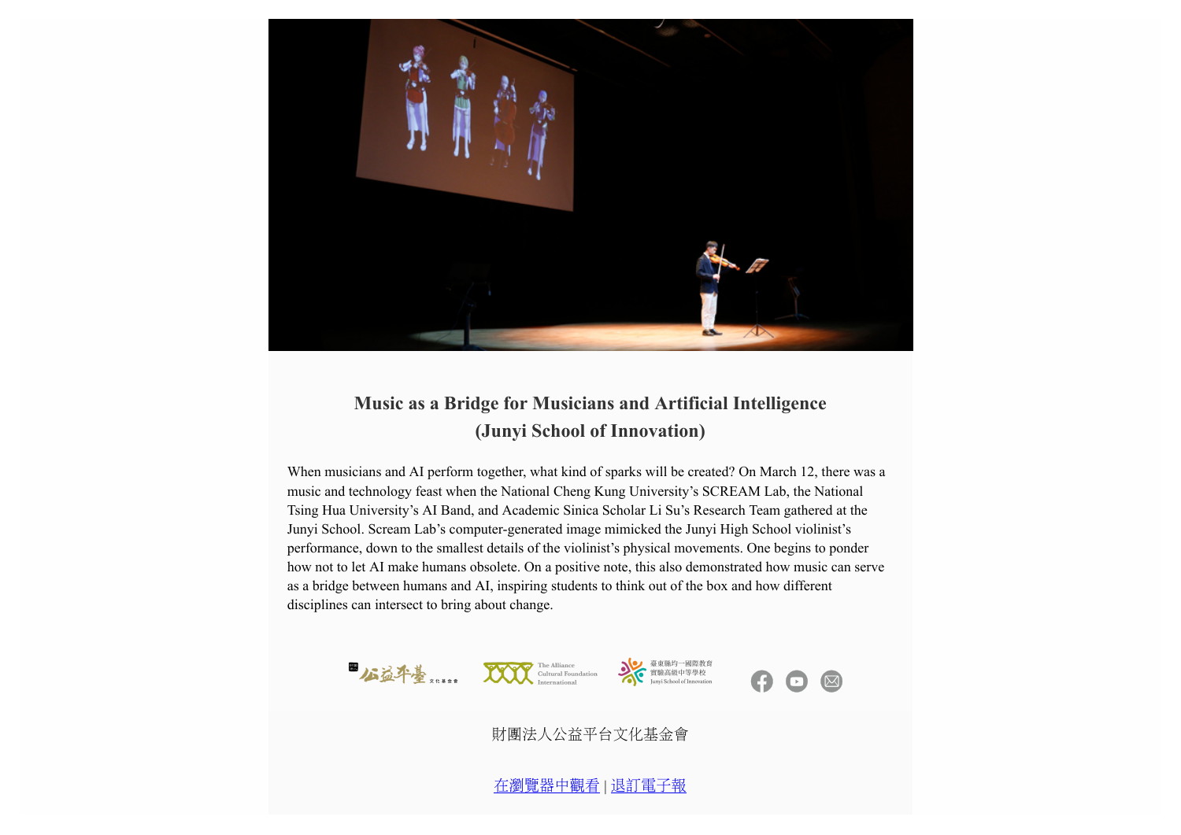## Music as a Bridge for Musicians and Artificial Intelligence (Junyi School of Innovation)

When musicians and AI perform together, what kind of sparks will be created? On March 12, there was a music and technology feast when the National Cheng Kung University's SCREAM Lab, the National Tsing Hua University's AI Band, and Academic Sinica Scholar Li Su's Research Team gathered at the Junyi School. Scream Lab's computer-generated image mimicked the Junyi High School violinist's performance, down to the smallest details of the violinist's physical movements. One begins to ponder how not to let AI make humans obsolete. On a positive note, this also demonstrated how music can serve as a bridge between humans and AI, inspiring students to think out of the box and how different disciplines can intersect to bring about change.

財團法人公益平台文化基金會

在瀏覽器中觀看 | 退訂電子報